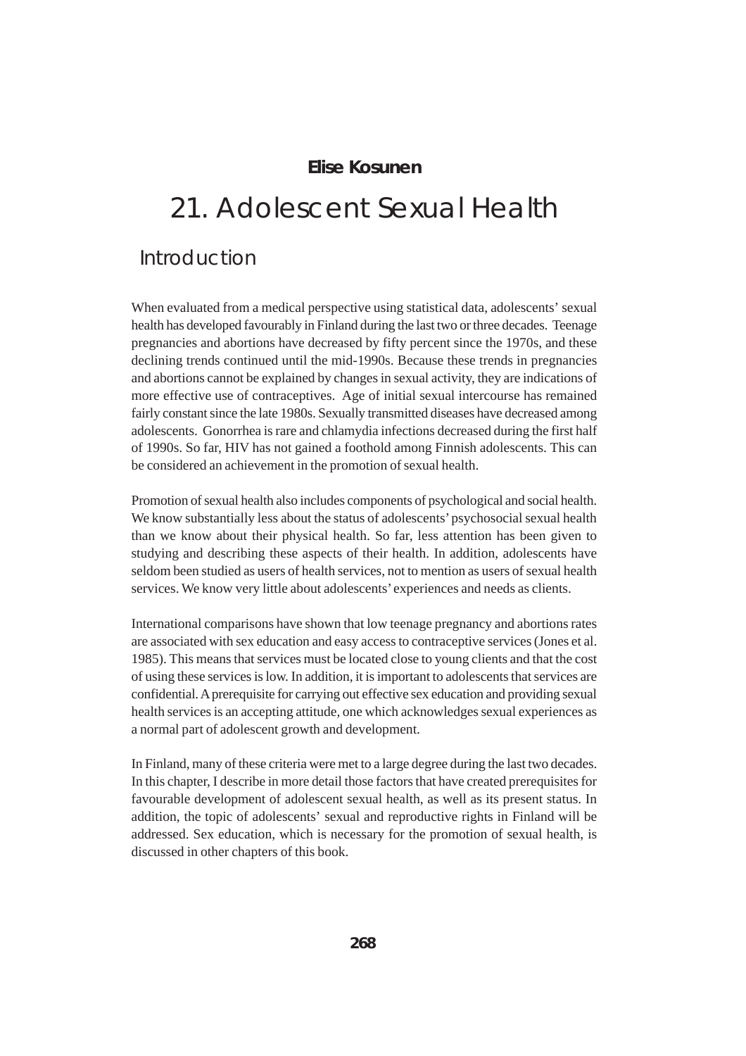**Elise Kosunen**

# 21. Adolescent Sexual Health

## Introduction

When evaluated from a medical perspective using statistical data, adolescents' sexual health has developed favourably in Finland during the last two or three decades. Teenage pregnancies and abortions have decreased by fifty percent since the 1970s, and these declining trends continued until the mid-1990s. Because these trends in pregnancies and abortions cannot be explained by changes in sexual activity, they are indications of more effective use of contraceptives. Age of initial sexual intercourse has remained fairly constant since the late 1980s. Sexually transmitted diseases have decreased among adolescents. Gonorrhea is rare and chlamydia infections decreased during the first half of 1990s. So far, HIV has not gained a foothold among Finnish adolescents. This can be considered an achievement in the promotion of sexual health.

Promotion of sexual health also includes components of psychological and social health. We know substantially less about the status of adolescents' psychosocial sexual health than we know about their physical health. So far, less attention has been given to studying and describing these aspects of their health. In addition, adolescents have seldom been studied as users of health services, not to mention as users of sexual health services. We know very little about adolescents' experiences and needs as clients.

International comparisons have shown that low teenage pregnancy and abortions rates are associated with sex education and easy access to contraceptive services (Jones et al. 1985). This means that services must be located close to young clients and that the cost of using these services is low. In addition, it is important to adolescents that services are confidential. A prerequisite for carrying out effective sex education and providing sexual health services is an accepting attitude, one which acknowledges sexual experiences as a normal part of adolescent growth and development.

In Finland, many of these criteria were met to a large degree during the last two decades. In this chapter, I describe in more detail those factors that have created prerequisites for favourable development of adolescent sexual health, as well as its present status. In addition, the topic of adolescents' sexual and reproductive rights in Finland will be addressed. Sex education, which is necessary for the promotion of sexual health, is discussed in other chapters of this book.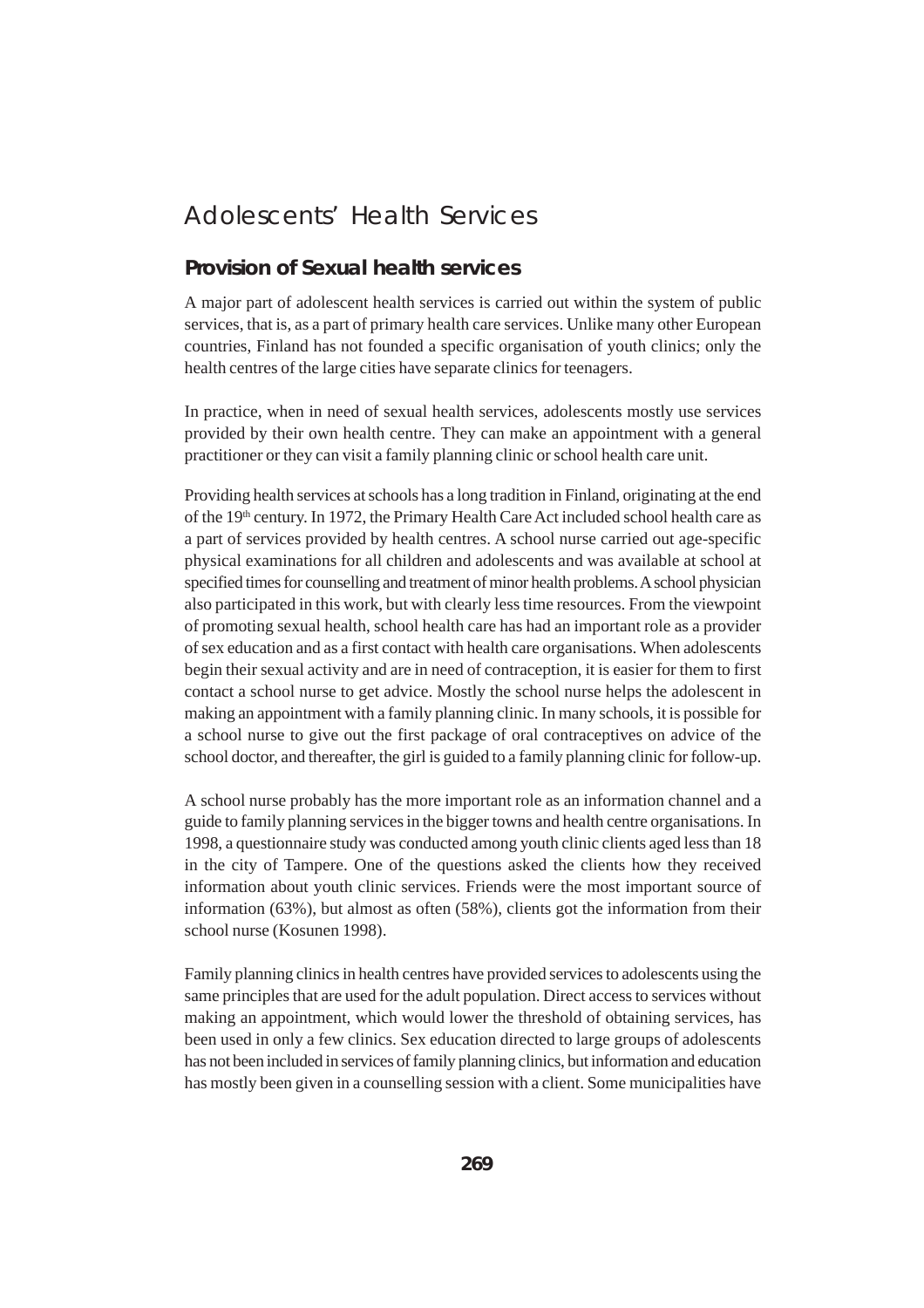# Adolescents' Health Services

## Provision of Sexual health services

A major part of adolescent health services is carried out within the system of public services, that is, as a part of primary health care services. Unlike many other European countries, Finland has not founded a specific organisation of youth clinics; only the health centres of the large cities have separate clinics for teenagers.

In practice, when in need of sexual health services, adolescents mostly use services provided by their own health centre. They can make an appointment with a general practitioner or they can visit a family planning clinic or school health care unit.

Providing health services at schools has a long tradition in Finland, originating at the end of the 19th century. In 1972, the Primary Health Care Act included school health care as a part of services provided by health centres. A school nurse carried out age-specific physical examinations for all children and adolescents and was available at school at specified times for counselling and treatment of minor health problems. A school physician also participated in this work, but with clearly less time resources. From the viewpoint of promoting sexual health, school health care has had an important role as a provider of sex education and as a first contact with health care organisations. When adolescents begin their sexual activity and are in need of contraception, it is easier for them to first contact a school nurse to get advice. Mostly the school nurse helps the adolescent in making an appointment with a family planning clinic. In many schools, it is possible for a school nurse to give out the first package of oral contraceptives on advice of the school doctor, and thereafter, the girl is guided to a family planning clinic for follow-up.

A school nurse probably has the more important role as an information channel and a guide to family planning services in the bigger towns and health centre organisations. In 1998, a questionnaire study was conducted among youth clinic clients aged less than 18 in the city of Tampere. One of the questions asked the clients how they received information about youth clinic services. Friends were the most important source of information (63%), but almost as often (58%), clients got the information from their school nurse (Kosunen 1998).

Family planning clinics in health centres have provided services to adolescents using the same principles that are used for the adult population. Direct access to services without making an appointment, which would lower the threshold of obtaining services, has been used in only a few clinics. Sex education directed to large groups of adolescents has not been included in services of family planning clinics, but information and education has mostly been given in a counselling session with a client. Some municipalities have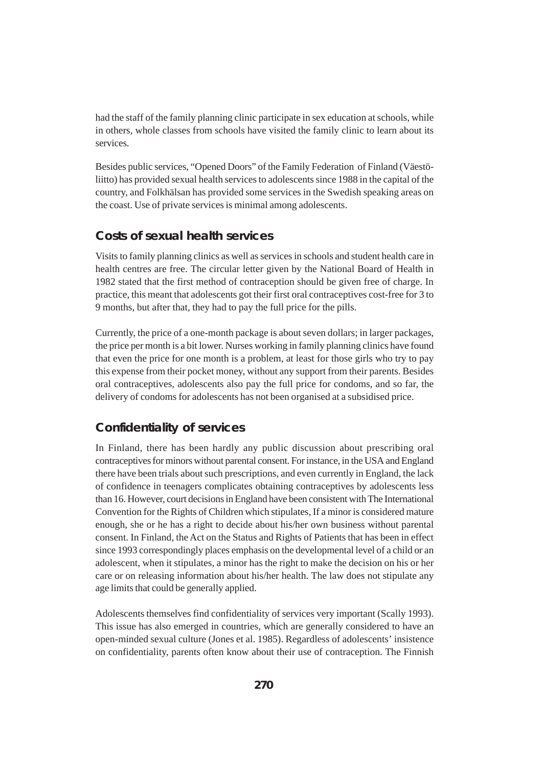had the staff of the family planning clinic participate in sex education at schools, while in others, whole classes from schools have visited the family clinic to learn about its services.

Besides public services, "Opened Doors" of the Family Federation of Finland (Väestöliitto) has provided sexual health services to adolescents since 1988 in the capital of the country, and Folkhälsan has provided some services in the Swedish speaking areas on the coast. Use of private services is minimal among adolescents.

## Costs of sexual health services

Visits to family planning clinics as well as services in schools and student health care in health centres are free. The circular letter given by the National Board of Health in 1982 stated that the first method of contraception should be given free of charge. In practice, this meant that adolescents got their first oral contraceptives cost-free for 3 to 9 months, but after that, they had to pay the full price for the pills.

Currently, the price of a one-month package is about seven dollars; in larger packages, the price per month is a bit lower. Nurses working in family planning clinics have found that even the price for one month is a problem, at least for those girls who try to pay this expense from their pocket money, without any support from their parents. Besides oral contraceptives, adolescents also pay the full price for condoms, and so far, the delivery of condoms for adolescents has not been organised at a subsidised price.

## Confidentiality of services

In Finland, there has been hardly any public discussion about prescribing oral contraceptives for minors without parental consent. For instance, in the USA and England there have been trials about such prescriptions, and even currently in England, the lack of confidence in teenagers complicates obtaining contraceptives by adolescents less than 16. However, court decisions in England have been consistent with The International Convention for the Rights of Children which stipulates, If a minor is considered mature enough, she or he has a right to decide about his/her own business without parental consent. In Finland, the Act on the Status and Rights of Patients that has been in effect since 1993 correspondingly places emphasis on the developmental level of a child or an adolescent, when it stipulates, a minor has the right to make the decision on his or her care or on releasing information about his/her health. The law does not stipulate any age limits that could be generally applied.

Adolescents themselves find confidentiality of services very important (Scally 1993). This issue has also emerged in countries, which are generally considered to have an open-minded sexual culture (Jones et al. 1985). Regardless of adolescents' insistence on confidentiality, parents often know about their use of contraception. The Finnish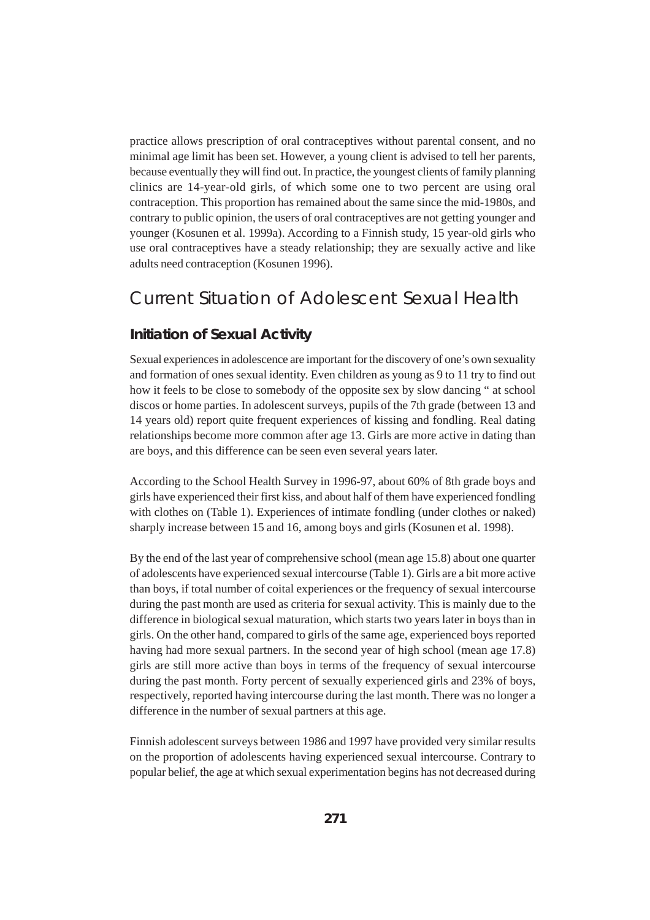practice allows prescription of oral contraceptives without parental consent, and no minimal age limit has been set. However, a young client is advised to tell her parents, because eventually they will find out. In practice, the youngest clients of family planning clinics are 14-year-old girls, of which some one to two percent are using oral contraception. This proportion has remained about the same since the mid-1980s, and contrary to public opinion, the users of oral contraceptives are not getting younger and younger (Kosunen et al. 1999a). According to a Finnish study, 15 year-old girls who use oral contraceptives have a steady relationship; they are sexually active and like adults need contraception (Kosunen 1996).

## Current Situation of Adolescent Sexual Health

### Initiation of Sexual Activity

Sexual experiences in adolescence are important for the discovery of one's own sexuality and formation of ones sexual identity. Even children as young as 9 to 11 try to find out how it feels to be close to somebody of the opposite sex by slow dancing " at school discos or home parties. In adolescent surveys, pupils of the 7th grade (between 13 and 14 years old) report quite frequent experiences of kissing and fondling. Real dating relationships become more common after age 13. Girls are more active in dating than are boys, and this difference can be seen even several years later.

According to the School Health Survey in 1996-97, about 60% of 8th grade boys and girls have experienced their first kiss, and about half of them have experienced fondling with clothes on (Table 1). Experiences of intimate fondling (under clothes or naked) sharply increase between 15 and 16, among boys and girls (Kosunen et al. 1998).

By the end of the last year of comprehensive school (mean age 15.8) about one quarter of adolescents have experienced sexual intercourse (Table 1). Girls are a bit more active than boys, if total number of coital experiences or the frequency of sexual intercourse during the past month are used as criteria for sexual activity. This is mainly due to the difference in biological sexual maturation, which starts two years later in boys than in girls. On the other hand, compared to girls of the same age, experienced boys reported having had more sexual partners. In the second year of high school (mean age 17.8) girls are still more active than boys in terms of the frequency of sexual intercourse during the past month. Forty percent of sexually experienced girls and 23% of boys, respectively, reported having intercourse during the last month. There was no longer a difference in the number of sexual partners at this age.

Finnish adolescent surveys between 1986 and 1997 have provided very similar results on the proportion of adolescents having experienced sexual intercourse. Contrary to popular belief, the age at which sexual experimentation begins has not decreased during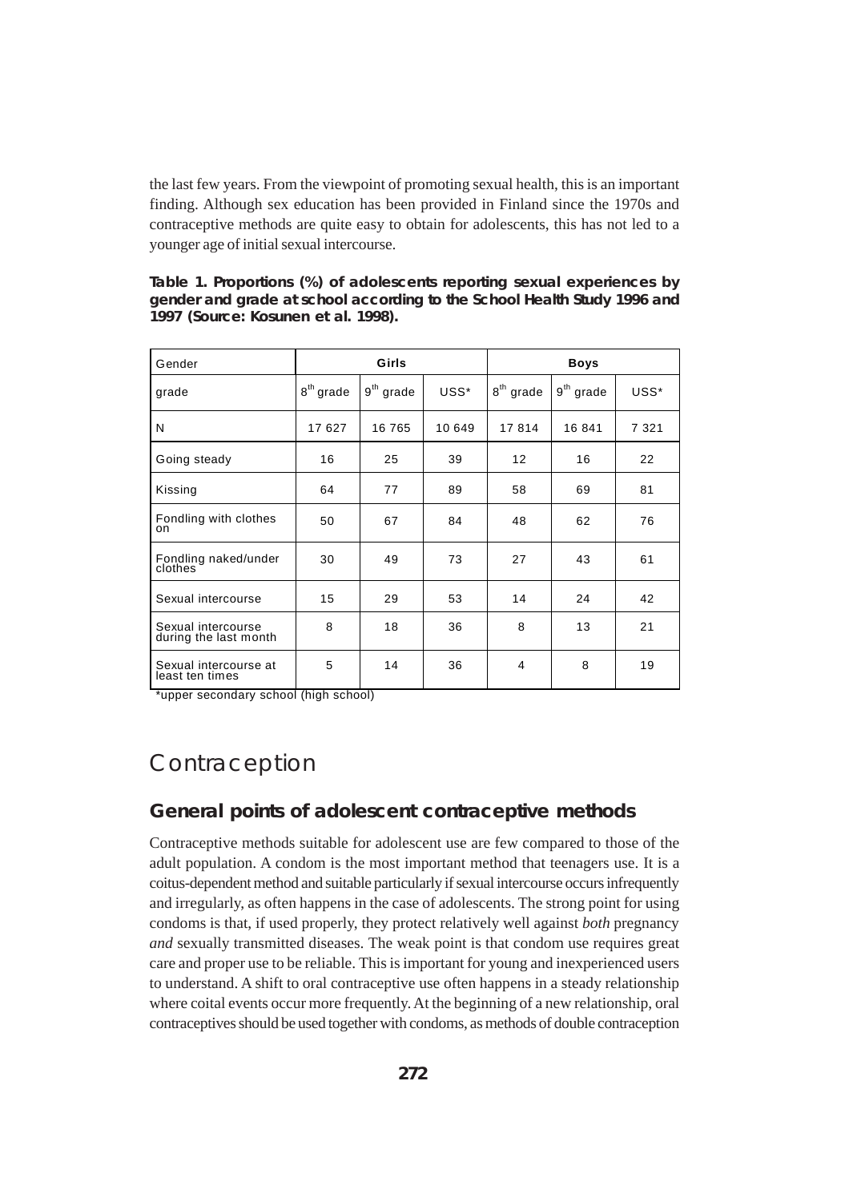the last few years. From the viewpoint of promoting sexual health, this is an important finding. Although sex education has been provided in Finland since the 1970s and contraceptive methods are quite easy to obtain for adolescents, this has not led to a younger age of initial sexual intercourse.

**Table 1. Proportions (%) of adolescents reporting sexual experiences by gender and grade at school according to the School Health Study 1996 and 1997 (Source: Kosunen et al. 1998).**

| Gender | Girls | | | Boys | | |
|---|---|---|---|---|---|---|
| grade | 8th grade | 9th grade | USS* | 8th grade | 9th grade | USS* |
| N | 17 627 | 16 765 | 10 649 | 17 814 | 16 841 | 7 321 |
| Going steady | 16 | 25 | 39 | 12 | 16 | 22 |
| Kissing | 64 | 77 | 89 | 58 | 69 | 81 |
| Fondling with clothes on | 50 | 67 | 84 | 48 | 62 | 76 |
| Fondling naked/under clothes | 30 | 49 | 73 | 27 | 43 | 61 |
| Sexual intercourse | 15 | 29 | 53 | 14 | 24 | 42 |
| Sexual intercourse during the last month | 8 | 18 | 36 | 8 | 13 | 21 |
| Sexual intercourse at least ten times | 5 | 14 | 36 | 4 | 8 | 19 |

*upper secondary school (high school)

# Contraception

## General points of adolescent contraceptive methods

Contraceptive methods suitable for adolescent use are few compared to those of the adult population. A condom is the most important method that teenagers use. It is a coitus-dependent method and suitable particularly if sexual intercourse occurs infrequently and irregularly, as often happens in the case of adolescents. The strong point for using condoms is that, if used properly, they protect relatively well against *both* pregnancy *and* sexually transmitted diseases. The weak point is that condom use requires great care and proper use to be reliable. This is important for young and inexperienced users to understand. A shift to oral contraceptive use often happens in a steady relationship where coital events occur more frequently. At the beginning of a new relationship, oral contraceptives should be used together with condoms, as methods of double contraception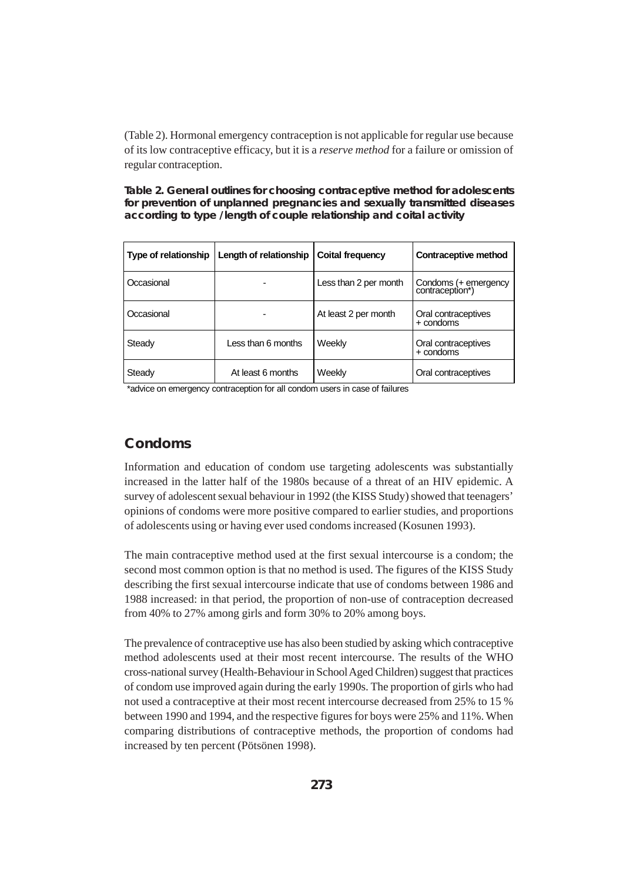(Table 2). Hormonal emergency contraception is not applicable for regular use because of its low contraceptive efficacy, but it is a *reserve method* for a failure or omission of regular contraception.

**Table 2. General outlines for choosing contraceptive method for adolescents for prevention of unplanned pregnancies and sexually transmitted diseases according to type /length of couple relationship and coital activity**

| Type of relationship | Length of relationship | Coital frequency | Contraceptive method |
|---|---|---|---|
| Occasional | - | Less than 2 per month | Condoms (+ emergency contraception*) |
| Occasional | - | At least 2 per month | Oral contraceptives + condoms |
| Steady | Less than 6 months | Weekly | Oral contraceptives + condoms |
| Steady | At least 6 months | Weekly | Oral contraceptives |

*advice on emergency contraception for all condom users in case of failures

## Condoms

Information and education of condom use targeting adolescents was substantially increased in the latter half of the 1980s because of a threat of an HIV epidemic. A survey of adolescent sexual behaviour in 1992 (the KISS Study) showed that teenagers' opinions of condoms were more positive compared to earlier studies, and proportions of adolescents using or having ever used condoms increased (Kosunen 1993).

The main contraceptive method used at the first sexual intercourse is a condom; the second most common option is that no method is used. The figures of the KISS Study describing the first sexual intercourse indicate that use of condoms between 1986 and 1988 increased: in that period, the proportion of non-use of contraception decreased from 40% to 27% among girls and form 30% to 20% among boys.

The prevalence of contraceptive use has also been studied by asking which contraceptive method adolescents used at their most recent intercourse. The results of the WHO cross-national survey (Health-Behaviour in School Aged Children) suggest that practices of condom use improved again during the early 1990s. The proportion of girls who had not used a contraceptive at their most recent intercourse decreased from 25% to 15 % between 1990 and 1994, and the respective figures for boys were 25% and 11%. When comparing distributions of contraceptive methods, the proportion of condoms had increased by ten percent (Pötsönen 1998).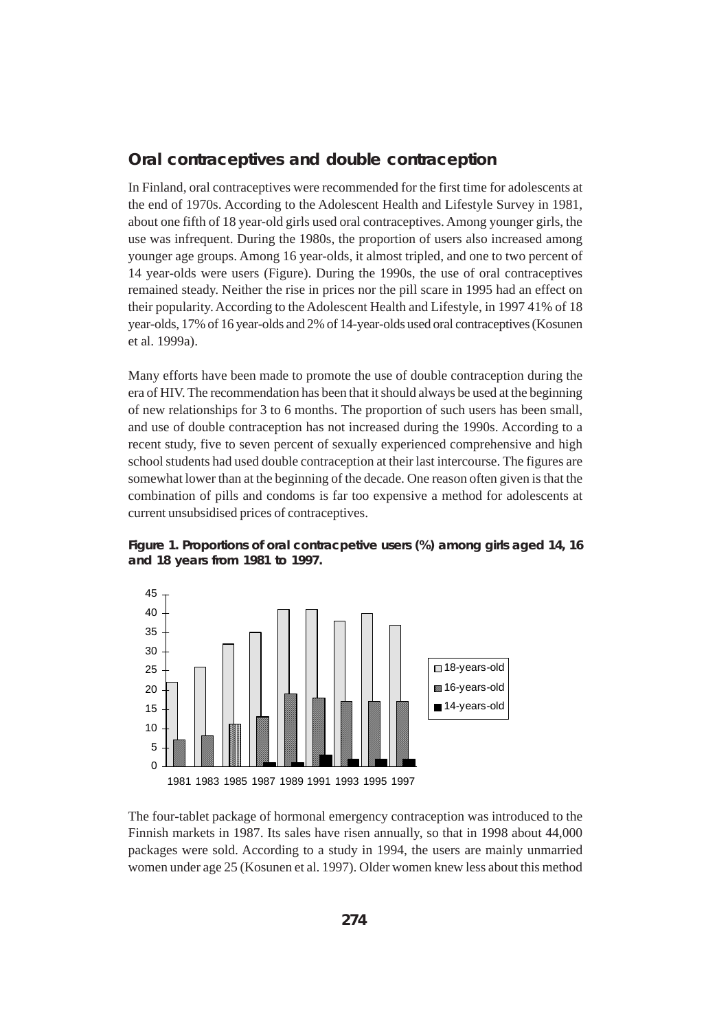## Oral contraceptives and double contraception

In Finland, oral contraceptives were recommended for the first time for adolescents at the end of 1970s. According to the Adolescent Health and Lifestyle Survey in 1981, about one fifth of 18 year-old girls used oral contraceptives. Among younger girls, the use was infrequent. During the 1980s, the proportion of users also increased among younger age groups. Among 16 year-olds, it almost tripled, and one to two percent of 14 year-olds were users (Figure). During the 1990s, the use of oral contraceptives remained steady. Neither the rise in prices nor the pill scare in 1995 had an effect on their popularity. According to the Adolescent Health and Lifestyle, in 1997 41% of 18 year-olds, 17% of 16 year-olds and 2% of 14-year-olds used oral contraceptives (Kosunen et al. 1999a).

Many efforts have been made to promote the use of double contraception during the era of HIV. The recommendation has been that it should always be used at the beginning of new relationships for 3 to 6 months. The proportion of such users has been small, and use of double contraception has not increased during the 1990s. According to a recent study, five to seven percent of sexually experienced comprehensive and high school students had used double contraception at their last intercourse. The figures are somewhat lower than at the beginning of the decade. One reason often given is that the combination of pills and condoms is far too expensive a method for adolescents at current unsubsidised prices of contraceptives.

**Figure 1. Proportions of oral contracpetive users (%) among girls aged 14, 16 and 18 years from 1981 to 1997.**

The four-tablet package of hormonal emergency contraception was introduced to the Finnish markets in 1987. Its sales have risen annually, so that in 1998 about 44,000 packages were sold. According to a study in 1994, the users are mainly unmarried women under age 25 (Kosunen et al. 1997). Older women knew less about this method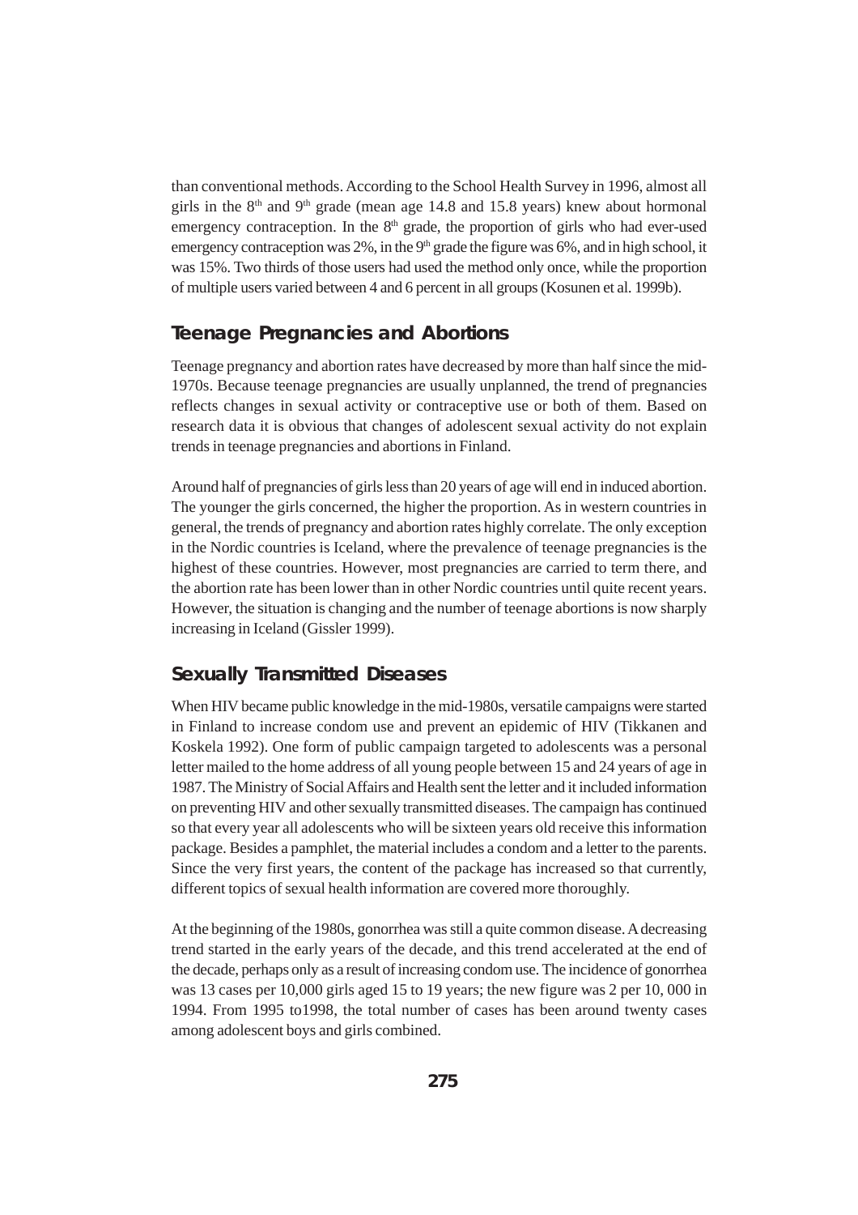than conventional methods. According to the School Health Survey in 1996, almost all girls in the 8th and 9th grade (mean age 14.8 and 15.8 years) knew about hormonal emergency contraception. In the 8th grade, the proportion of girls who had ever-used emergency contraception was 2%, in the 9th grade the figure was 6%, and in high school, it was 15%. Two thirds of those users had used the method only once, while the proportion of multiple users varied between 4 and 6 percent in all groups (Kosunen et al. 1999b).

## Teenage Pregnancies and Abortions

Teenage pregnancy and abortion rates have decreased by more than half since the mid-1970s. Because teenage pregnancies are usually unplanned, the trend of pregnancies reflects changes in sexual activity or contraceptive use or both of them. Based on research data it is obvious that changes of adolescent sexual activity do not explain trends in teenage pregnancies and abortions in Finland.

Around half of pregnancies of girls less than 20 years of age will end in induced abortion. The younger the girls concerned, the higher the proportion. As in western countries in general, the trends of pregnancy and abortion rates highly correlate. The only exception in the Nordic countries is Iceland, where the prevalence of teenage pregnancies is the highest of these countries. However, most pregnancies are carried to term there, and the abortion rate has been lower than in other Nordic countries until quite recent years. However, the situation is changing and the number of teenage abortions is now sharply increasing in Iceland (Gissler 1999).

## Sexually Transmitted Diseases

When HIV became public knowledge in the mid-1980s, versatile campaigns were started in Finland to increase condom use and prevent an epidemic of HIV (Tikkanen and Koskela 1992). One form of public campaign targeted to adolescents was a personal letter mailed to the home address of all young people between 15 and 24 years of age in 1987. The Ministry of Social Affairs and Health sent the letter and it included information on preventing HIV and other sexually transmitted diseases. The campaign has continued so that every year all adolescents who will be sixteen years old receive this information package. Besides a pamphlet, the material includes a condom and a letter to the parents. Since the very first years, the content of the package has increased so that currently, different topics of sexual health information are covered more thoroughly.

At the beginning of the 1980s, gonorrhea was still a quite common disease. A decreasing trend started in the early years of the decade, and this trend accelerated at the end of the decade, perhaps only as a result of increasing condom use. The incidence of gonorrhea was 13 cases per 10,000 girls aged 15 to 19 years; the new figure was 2 per 10, 000 in 1994. From 1995 to1998, the total number of cases has been around twenty cases among adolescent boys and girls combined.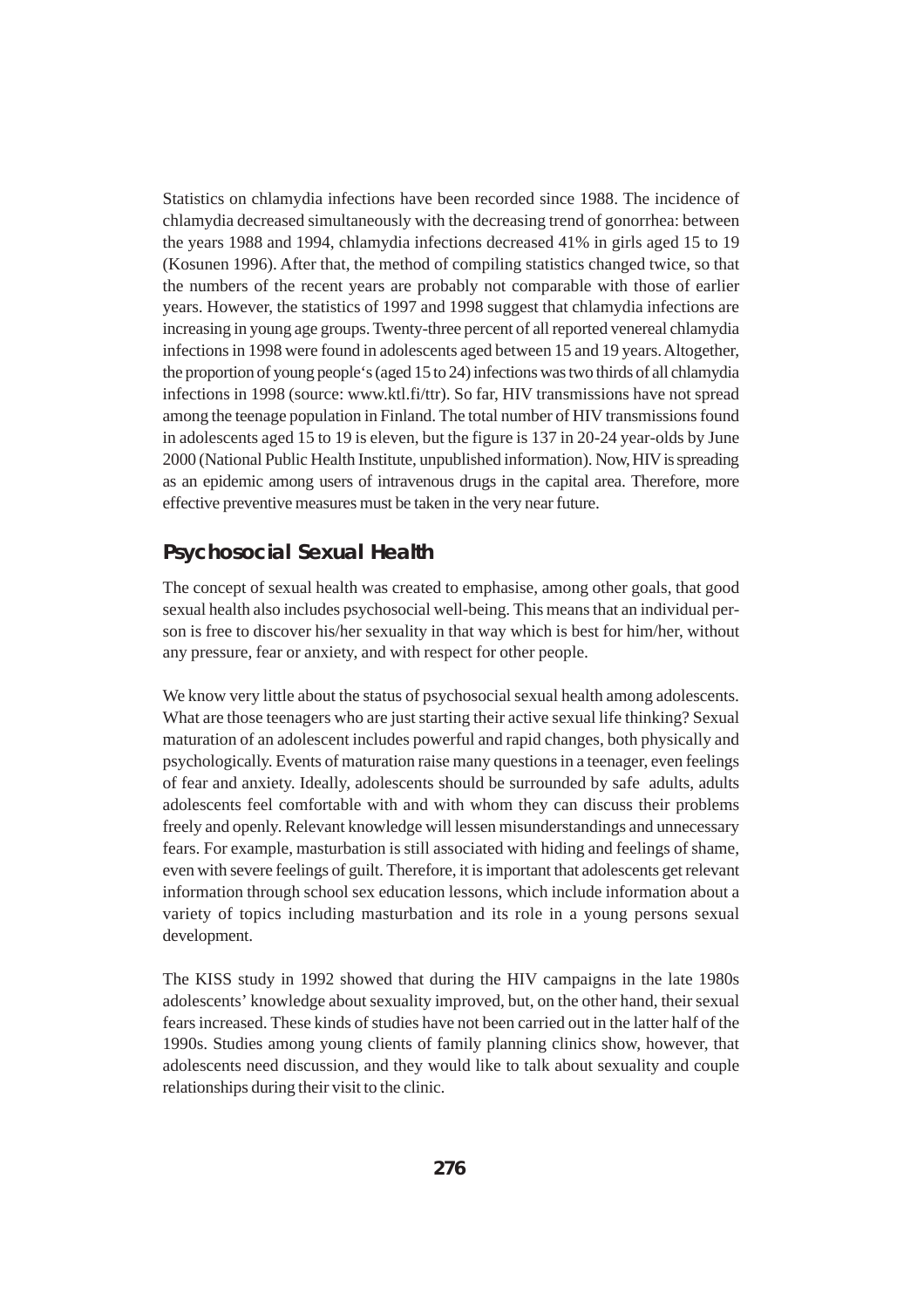Statistics on chlamydia infections have been recorded since 1988. The incidence of chlamydia decreased simultaneously with the decreasing trend of gonorrhea: between the years 1988 and 1994, chlamydia infections decreased 41% in girls aged 15 to 19 (Kosunen 1996). After that, the method of compiling statistics changed twice, so that the numbers of the recent years are probably not comparable with those of earlier years. However, the statistics of 1997 and 1998 suggest that chlamydia infections are increasing in young age groups. Twenty-three percent of all reported venereal chlamydia infections in 1998 were found in adolescents aged between 15 and 19 years. Altogether, the proportion of young people's (aged 15 to 24) infections was two thirds of all chlamydia infections in 1998 (source: www.ktl.fi/ttr). So far, HIV transmissions have not spread among the teenage population in Finland. The total number of HIV transmissions found in adolescents aged 15 to 19 is eleven, but the figure is 137 in 20-24 year-olds by June 2000 (National Public Health Institute, unpublished information). Now, HIV is spreading as an epidemic among users of intravenous drugs in the capital area. Therefore, more effective preventive measures must be taken in the very near future.

## Psychosocial Sexual Health

The concept of sexual health was created to emphasise, among other goals, that good sexual health also includes psychosocial well-being. This means that an individual person is free to discover his/her sexuality in that way which is best for him/her, without any pressure, fear or anxiety, and with respect for other people.

We know very little about the status of psychosocial sexual health among adolescents. What are those teenagers who are just starting their active sexual life thinking? Sexual maturation of an adolescent includes powerful and rapid changes, both physically and psychologically. Events of maturation raise many questions in a teenager, even feelings of fear and anxiety. Ideally, adolescents should be surrounded by safe adults, adults adolescents feel comfortable with and with whom they can discuss their problems freely and openly. Relevant knowledge will lessen misunderstandings and unnecessary fears. For example, masturbation is still associated with hiding and feelings of shame, even with severe feelings of guilt. Therefore, it is important that adolescents get relevant information through school sex education lessons, which include information about a variety of topics including masturbation and its role in a young persons sexual development.

The KISS study in 1992 showed that during the HIV campaigns in the late 1980s adolescents' knowledge about sexuality improved, but, on the other hand, their sexual fears increased. These kinds of studies have not been carried out in the latter half of the 1990s. Studies among young clients of family planning clinics show, however, that adolescents need discussion, and they would like to talk about sexuality and couple relationships during their visit to the clinic.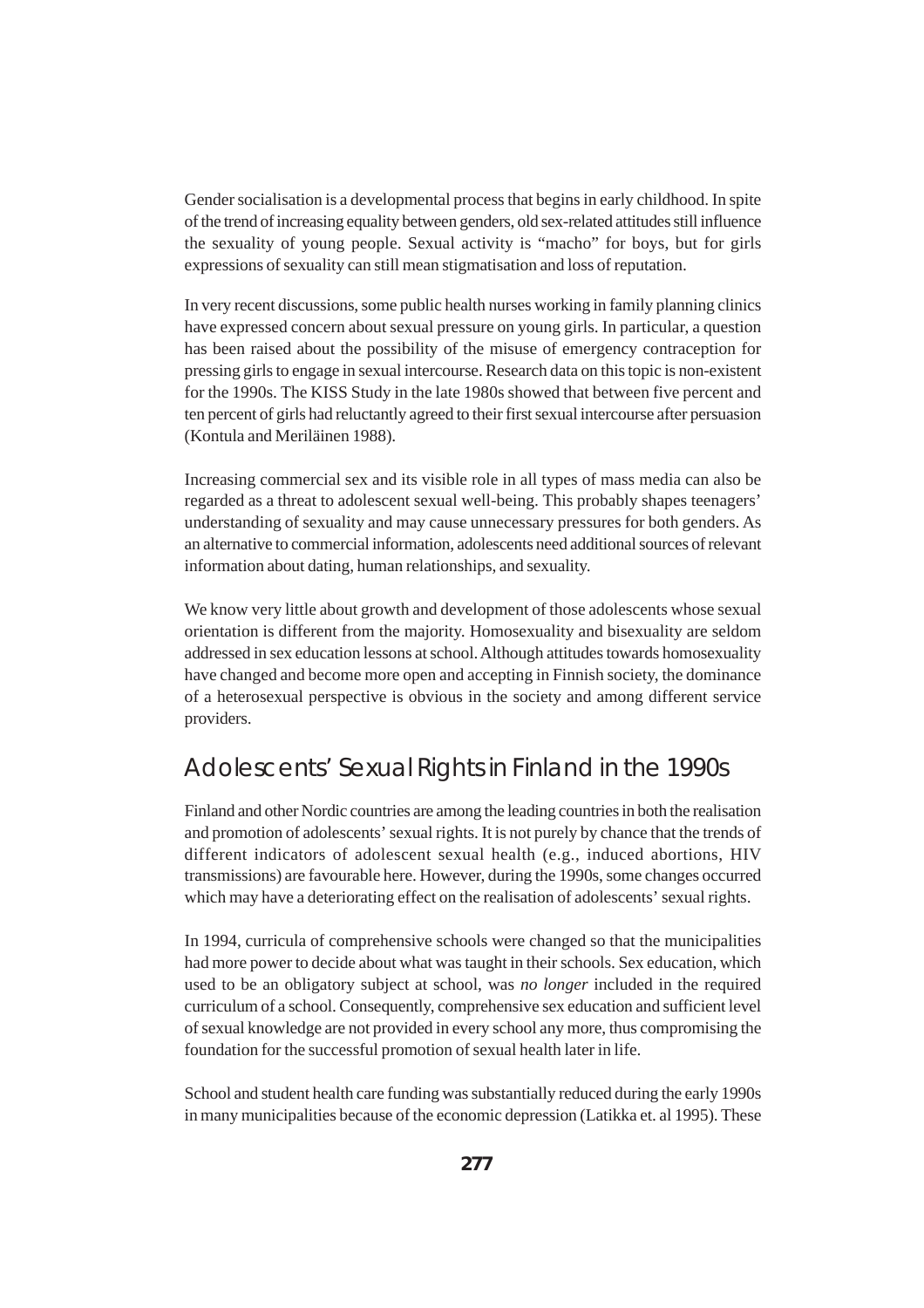Gender socialisation is a developmental process that begins in early childhood. In spite of the trend of increasing equality between genders, old sex-related attitudes still influence the sexuality of young people. Sexual activity is "macho" for boys, but for girls expressions of sexuality can still mean stigmatisation and loss of reputation.

In very recent discussions, some public health nurses working in family planning clinics have expressed concern about sexual pressure on young girls. In particular, a question has been raised about the possibility of the misuse of emergency contraception for pressing girls to engage in sexual intercourse. Research data on this topic is non-existent for the 1990s. The KISS Study in the late 1980s showed that between five percent and ten percent of girls had reluctantly agreed to their first sexual intercourse after persuasion (Kontula and Meriläinen 1988).

Increasing commercial sex and its visible role in all types of mass media can also be regarded as a threat to adolescent sexual well-being. This probably shapes teenagers' understanding of sexuality and may cause unnecessary pressures for both genders. As an alternative to commercial information, adolescents need additional sources of relevant information about dating, human relationships, and sexuality.

We know very little about growth and development of those adolescents whose sexual orientation is different from the majority. Homosexuality and bisexuality are seldom addressed in sex education lessons at school. Although attitudes towards homosexuality have changed and become more open and accepting in Finnish society, the dominance of a heterosexual perspective is obvious in the society and among different service providers.

## Adolescents' Sexual Rights in Finland in the 1990s

Finland and other Nordic countries are among the leading countries in both the realisation and promotion of adolescents' sexual rights. It is not purely by chance that the trends of different indicators of adolescent sexual health (e.g., induced abortions, HIV transmissions) are favourable here. However, during the 1990s, some changes occurred which may have a deteriorating effect on the realisation of adolescents' sexual rights.

In 1994, curricula of comprehensive schools were changed so that the municipalities had more power to decide about what was taught in their schools. Sex education, which used to be an obligatory subject at school, was *no longer* included in the required curriculum of a school. Consequently, comprehensive sex education and sufficient level of sexual knowledge are not provided in every school any more, thus compromising the foundation for the successful promotion of sexual health later in life.

School and student health care funding was substantially reduced during the early 1990s in many municipalities because of the economic depression (Latikka et. al 1995). These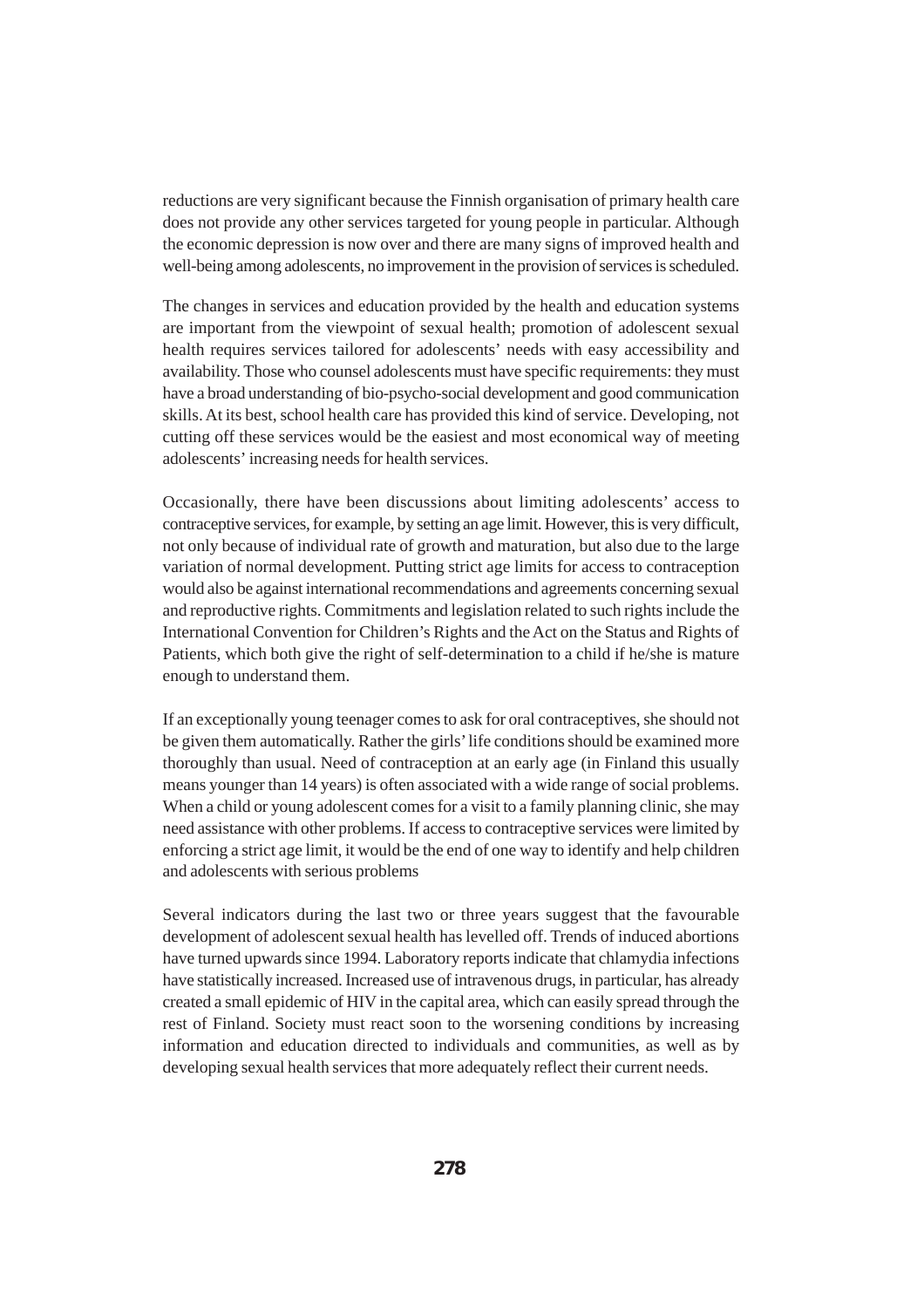reductions are very significant because the Finnish organisation of primary health care does not provide any other services targeted for young people in particular. Although the economic depression is now over and there are many signs of improved health and well-being among adolescents, no improvement in the provision of services is scheduled.

The changes in services and education provided by the health and education systems are important from the viewpoint of sexual health; promotion of adolescent sexual health requires services tailored for adolescents' needs with easy accessibility and availability. Those who counsel adolescents must have specific requirements: they must have a broad understanding of bio-psycho-social development and good communication skills. At its best, school health care has provided this kind of service. Developing, not cutting off these services would be the easiest and most economical way of meeting adolescents' increasing needs for health services.

Occasionally, there have been discussions about limiting adolescents' access to contraceptive services, for example, by setting an age limit. However, this is very difficult, not only because of individual rate of growth and maturation, but also due to the large variation of normal development. Putting strict age limits for access to contraception would also be against international recommendations and agreements concerning sexual and reproductive rights. Commitments and legislation related to such rights include the International Convention for Children's Rights and the Act on the Status and Rights of Patients, which both give the right of self-determination to a child if he/she is mature enough to understand them.

If an exceptionally young teenager comes to ask for oral contraceptives, she should not be given them automatically. Rather the girls' life conditions should be examined more thoroughly than usual. Need of contraception at an early age (in Finland this usually means younger than 14 years) is often associated with a wide range of social problems. When a child or young adolescent comes for a visit to a family planning clinic, she may need assistance with other problems. If access to contraceptive services were limited by enforcing a strict age limit, it would be the end of one way to identify and help children and adolescents with serious problems

Several indicators during the last two or three years suggest that the favourable development of adolescent sexual health has levelled off. Trends of induced abortions have turned upwards since 1994. Laboratory reports indicate that chlamydia infections have statistically increased. Increased use of intravenous drugs, in particular, has already created a small epidemic of HIV in the capital area, which can easily spread through the rest of Finland. Society must react soon to the worsening conditions by increasing information and education directed to individuals and communities, as well as by developing sexual health services that more adequately reflect their current needs.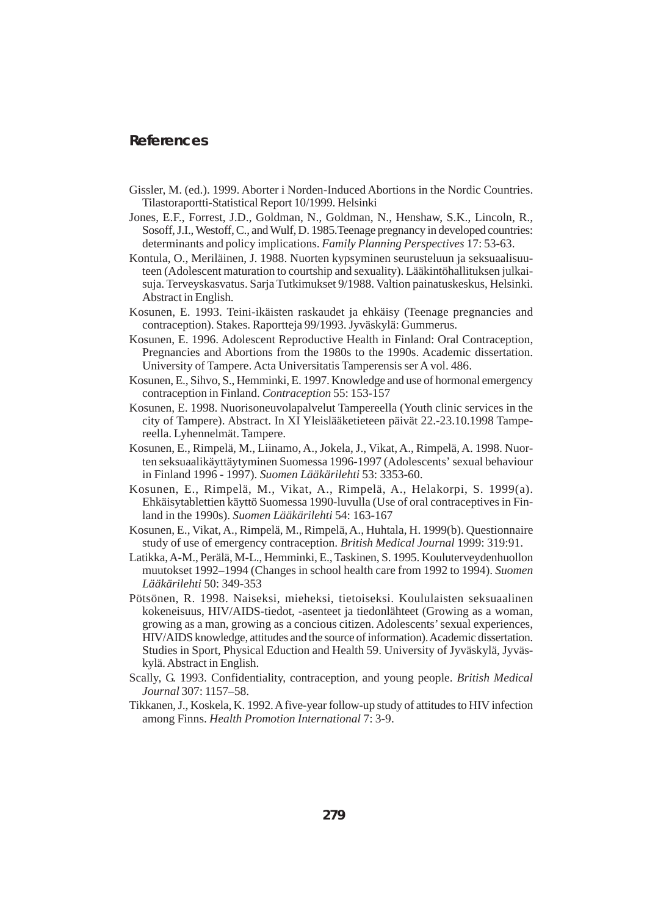## References

Gissler, M. (ed.). 1999. Aborter i Norden-Induced Abortions in the Nordic Countries. Tilastoraportti-Statistical Report 10/1999. Helsinki

Jones, E.F., Forrest, J.D., Goldman, N., Goldman, N., Henshaw, S.K., Lincoln, R., Sosoff, J.I., Westoff, C., and Wulf, D. 1985.Teenage pregnancy in developed countries: determinants and policy implications. *Family Planning Perspectives* 17: 53-63.

Kontula, O., Meriläinen, J. 1988. Nuorten kypsyminen seurusteluun ja seksuaalisuuteen (Adolescent maturation to courtship and sexuality). Lääkintöhallituksen julkaisuja. Terveyskasvatus. Sarja Tutkimukset 9/1988. Valtion painatuskeskus, Helsinki. Abstract in English.

Kosunen, E. 1993. Teini-ikäisten raskaudet ja ehkäisy (Teenage pregnancies and contraception). Stakes. Raportteja 99/1993. Jyväskylä: Gummerus.

Kosunen, E. 1996. Adolescent Reproductive Health in Finland: Oral Contraception, Pregnancies and Abortions from the 1980s to the 1990s. Academic dissertation. University of Tampere. Acta Universitatis Tamperensis ser A vol. 486.

Kosunen, E., Sihvo, S., Hemminki, E. 1997. Knowledge and use of hormonal emergency contraception in Finland. *Contraception* 55: 153-157

Kosunen, E. 1998. Nuorisoneuvolapalvelut Tampereella (Youth clinic services in the city of Tampere). Abstract. In XI Yleislääketieteen päivät 22.-23.10.1998 Tampereella. Lyhennelmät. Tampere.

Kosunen, E., Rimpelä, M., Liinamo, A., Jokela, J., Vikat, A., Rimpelä, A. 1998. Nuorten seksuaalikäyttäytyminen Suomessa 1996-1997 (Adolescents' sexual behaviour in Finland 1996 - 1997). *Suomen Lääkärilehti* 53: 3353-60.

Kosunen, E., Rimpelä, M., Vikat, A., Rimpelä, A., Helakorpi, S. 1999(a). Ehkäisytablettien käyttö Suomessa 1990-luvulla (Use of oral contraceptives in Finland in the 1990s). *Suomen Lääkärilehti* 54: 163-167

Kosunen, E., Vikat, A., Rimpelä, M., Rimpelä, A., Huhtala, H. 1999(b). Questionnaire study of use of emergency contraception. *British Medical Journal* 1999: 319:91.

Latikka, A-M., Perälä, M-L., Hemminki, E., Taskinen, S. 1995. Kouluterveydenhuollon muutokset 1992–1994 (Changes in school health care from 1992 to 1994). *Suomen Lääkärilehti* 50: 349-353

Pötsönen, R. 1998. Naiseksi, mieheksi, tietoiseksi. Koululaisten seksuaalinen kokeneisuus, HIV/AIDS-tiedot, -asenteet ja tiedonlähteet (Growing as a woman, growing as a man, growing as a concious citizen. Adolescents' sexual experiences, HIV/AIDS knowledge, attitudes and the source of information). Academic dissertation. Studies in Sport, Physical Eduction and Health 59. University of Jyväskylä, Jyväskylä. Abstract in English.

Scally, G. 1993. Confidentiality, contraception, and young people. *British Medical Journal* 307: 1157–58.

Tikkanen, J., Koskela, K. 1992. A five-year follow-up study of attitudes to HIV infection among Finns. *Health Promotion International* 7: 3-9.